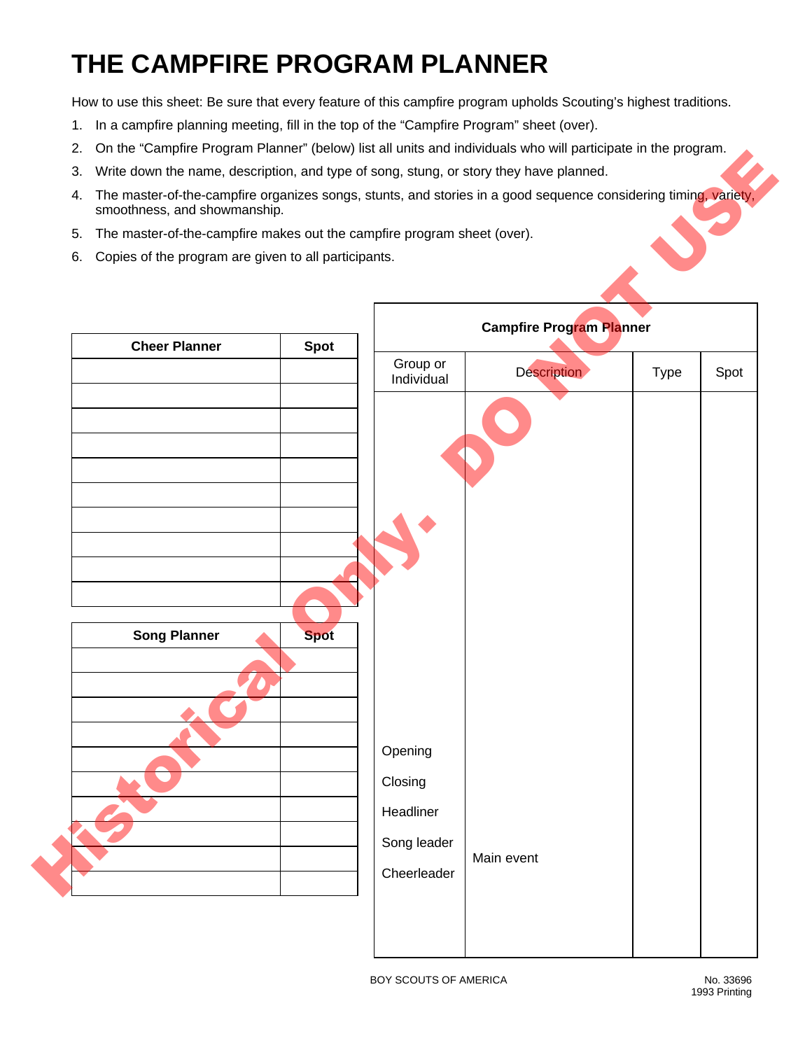# THE CAMPFIRE PROGRAM PLANNER

How to use this sheet: Be sure that every feature of this campfire program upholds Scouting's highest traditions.

1. In a campfire planning meeting, fill in the top of the "Campfire Program" sheet (over).
2. On the "Campfire Program Planner" (below) list all units and individuals who will participate in the program.
3. Write down the name, description, and type of song, stung, or story they have planned.
4. The master-of-the-campfire organizes songs, stunts, and stories in a good sequence considering timing, variety, smoothness, and showmanship.
5. The master-of-the-campfire makes out the campfire program sheet (over).
6. Copies of the program are given to all participants.

Historical Only. DO NOT USE

| Cheer Planner | Spot |
|---|---|
| | |
| | |
| | |
| | |
| | |
| | |
| | |
| | |
| | |
| | |

| Song Planner | Spot |
|---|---|
| | |
| | |
| | |
| | |
| | |
| | |
| | |
| | |
| | |
| | |

| Campfire Program Planner | | | |
|---|---|---|---|
| Group or Individual | Description | Type | Spot |
| Opening | | | |
| Closing | | | |
| Headliner | | | |
| Song leader | Main event | | |
| Cheerleader | | | |

BOY SCOUTS OF AMERICA

No. 33696
1993 Printing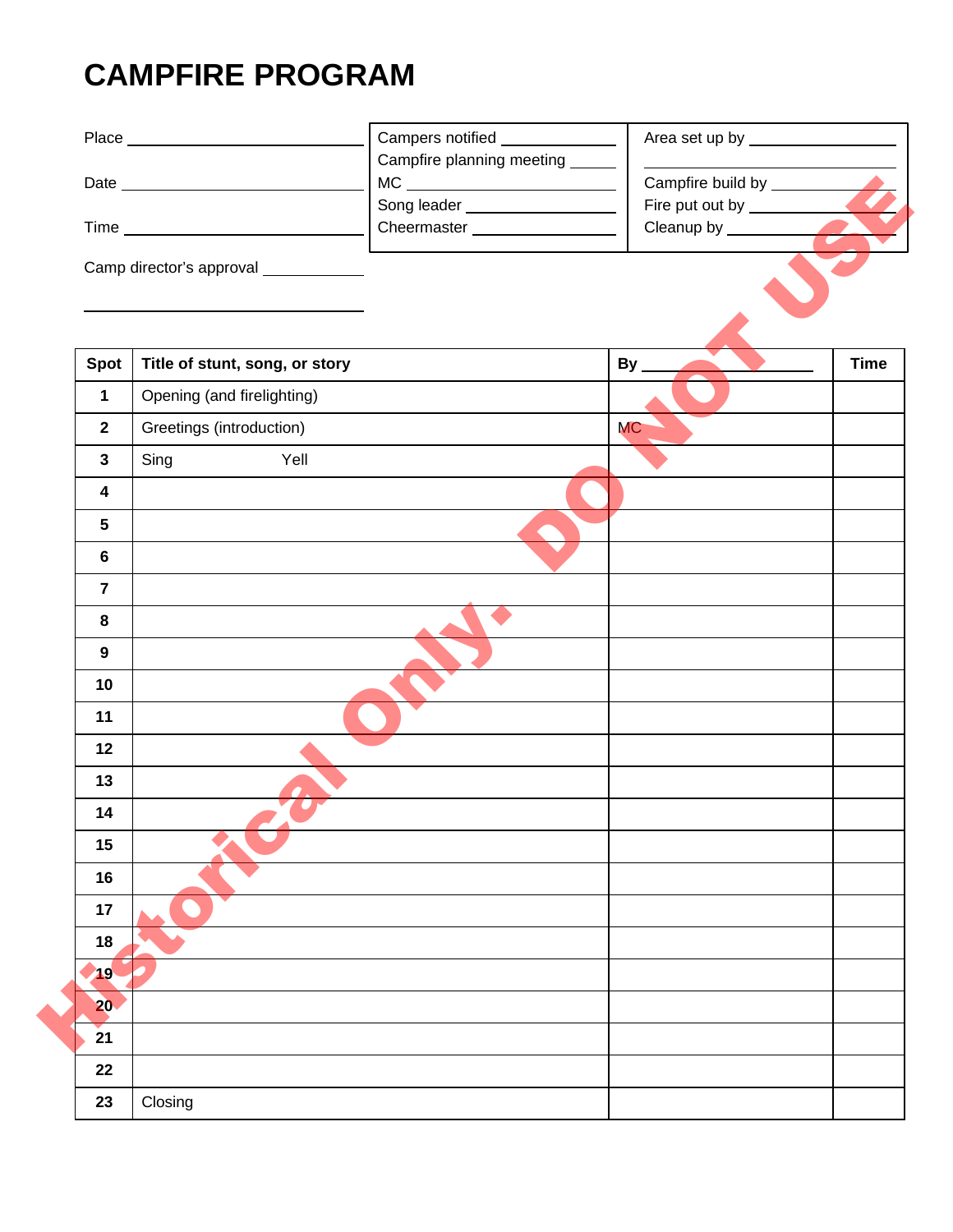# CAMPFIRE PROGRAM

Place ____________________

Date ____________________

Time ____________________

Camp director's approval ____________

____________________

Campers notified ____________

Campfire planning meeting ______

MC ____________________

Song leader ____________

Cheermaster ____________

Area set up by ____________

____________________

Campfire build by ____________

Fire put out by ____________

Cleanup by ____________

Historical Only. DO NOT USE

| Spot | Title of stunt, song, or story | By ____________ | Time |
|---|---|---|---|
| 1 | Opening (and firelighting) | | |
| 2 | Greetings (introduction) | MC | |
| 3 | Sing Yell | | |
| 4 | | | |
| 5 | | | |
| 6 | | | |
| 7 | | | |
| 8 | | | |
| 9 | | | |
| 10 | | | |
| 11 | | | |
| 12 | | | |
| 13 | | | |
| 14 | | | |
| 15 | | | |
| 16 | | | |
| 17 | | | |
| 18 | | | |
| 19 | | | |
| 20 | | | |
| 21 | | | |
| 22 | | | |
| 23 | Closing | | |